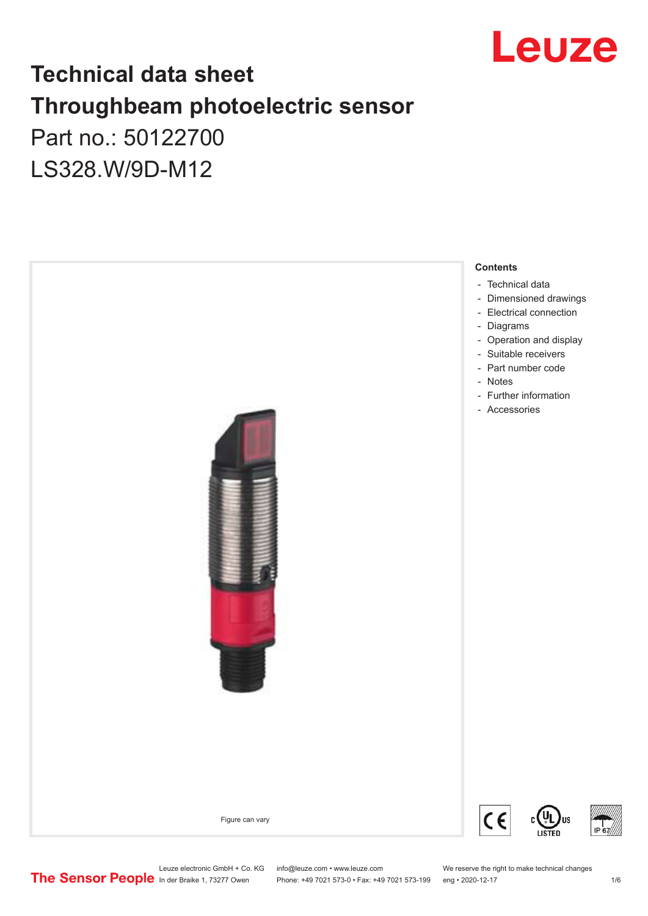# Technical data sheet
# Throughbeam photoelectric sensor

Part no.: 50122700

LS328.W/9D-M12

Figure can vary

**Contents**

- Technical data
- Dimensioned drawings
- Electrical connection
- Diagrams
- Operation and display
- Suitable receivers
- Part number code
- Notes
- Further information
- Accessories

Leuze electronic GmbH + Co. KG
In der Braike 1, 73277 Owen

info@leuze.com • www.leuze.com
Phone: +49 7021 573-0 • Fax: +49 7021 573-199

We reserve the right to make technical changes
eng • 2020-12-17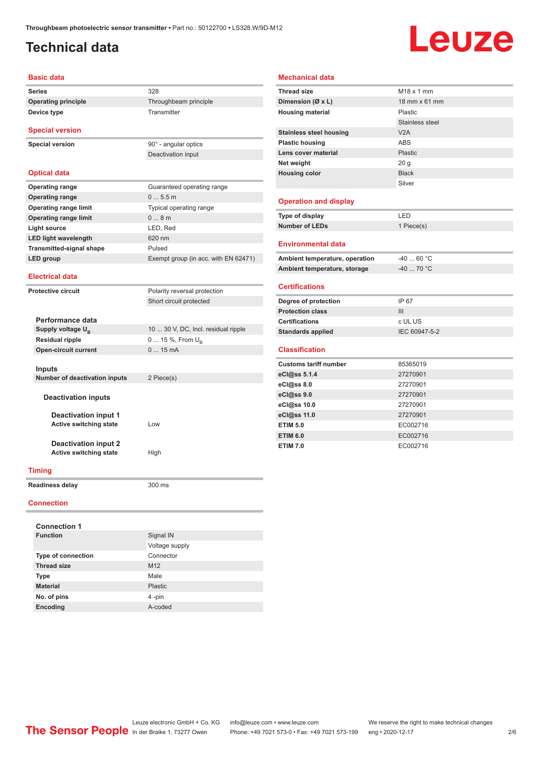# Technical data

## Basic data

| | |
|---|---|
| **Series** | 328 |
| **Operating principle** | Throughbeam principle |
| **Device type** | Transmitter |

## Special version

| | |
|---|---|
| **Special version** | 90° - angular optics |
| | Deactivation input |

## Optical data

| | |
|---|---|
| **Operating range** | Guaranteed operating range |
| **Operating range** | 0 ... 5.5 m |
| **Operating range limit** | Typical operating range |
| **Operating range limit** | 0 ... 8 m |
| **Light source** | LED, Red |
| **LED light wavelength** | 620 nm |
| **Transmitted-signal shape** | Pulsed |
| **LED group** | Exempt group (in acc. with EN 62471) |

## Electrical data

| | |
|---|---|
| **Protective circuit** | Polarity reversal protection |
| | Short circuit protected |

### Performance data

| | |
|---|---|
| **Supply voltage $U_B$** | 10 ... 30 V, DC, Incl. residual ripple |
| **Residual ripple** | 0 ... 15 %, From $U_B$ |
| **Open-circuit current** | 0 ... 15 mA |

### Inputs

| | |
|---|---|
| **Number of deactivation inputs** | 2 Piece(s) |

#### Deactivation inputs

##### Deactivation input 1

| | |
|---|---|
| **Active switching state** | Low |

##### Deactivation input 2

| | |
|---|---|
| **Active switching state** | High |

## Timing

| | |
|---|---|
| **Readiness delay** | 300 ms |

## Connection

### Connection 1

| | |
|---|---|
| **Function** | Signal IN |
| | Voltage supply |
| **Type of connection** | Connector |
| **Thread size** | M12 |
| **Type** | Male |
| **Material** | Plastic |
| **No. of pins** | 4 -pin |
| **Encoding** | A-coded |

## Mechanical data

| | |
|---|---|
| **Thread size** | M18 x 1 mm |
| **Dimension (Ø x L)** | 18 mm x 61 mm |
| **Housing material** | Plastic |
| | Stainless steel |
| **Stainless steel housing** | V2A |
| **Plastic housing** | ABS |
| **Lens cover material** | Plastic |
| **Net weight** | 20 g |
| **Housing color** | Black |
| | Silver |

## Operation and display

| | |
|---|---|
| **Type of display** | LED |
| **Number of LEDs** | 1 Piece(s) |

## Environmental data

| | |
|---|---|
| **Ambient temperature, operation** | -40 ... 60 °C |
| **Ambient temperature, storage** | -40 ... 70 °C |

## Certifications

| | |
|---|---|
| **Degree of protection** | IP 67 |
| **Protection class** | III |
| **Certifications** | c UL US |
| **Standards applied** | IEC 60947-5-2 |

## Classification

| | |
|---|---|
| **Customs tariff number** | 85365019 |
| **eCl@ss 5.1.4** | 27270901 |
| **eCl@ss 8.0** | 27270901 |
| **eCl@ss 9.0** | 27270901 |
| **eCl@ss 10.0** | 27270901 |
| **eCl@ss 11.0** | 27270901 |
| **ETIM 5.0** | EC002716 |
| **ETIM 6.0** | EC002716 |
| **ETIM 7.0** | EC002716 |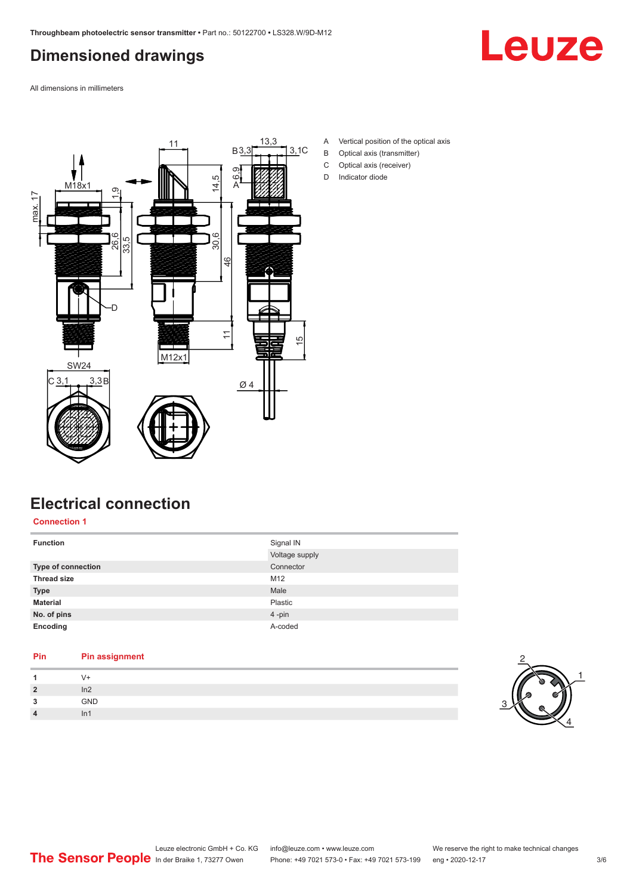## Dimensioned drawings

All dimensions in millimeters

A Vertical position of the optical axis
B Optical axis (transmitter)
C Optical axis (receiver)
D Indicator diode

## Electrical connection

### Connection 1

| Function | Signal IN |
|---|---|
| | Voltage supply |
| Type of connection | Connector |
| Thread size | M12 |
| Type | Male |
| Material | Plastic |
| No. of pins | 4 -pin |
| Encoding | A-coded |

| Pin | Pin assignment |
|---|---|
| 1 | V+ |
| 2 | In2 |
| 3 | GND |
| 4 | In1 |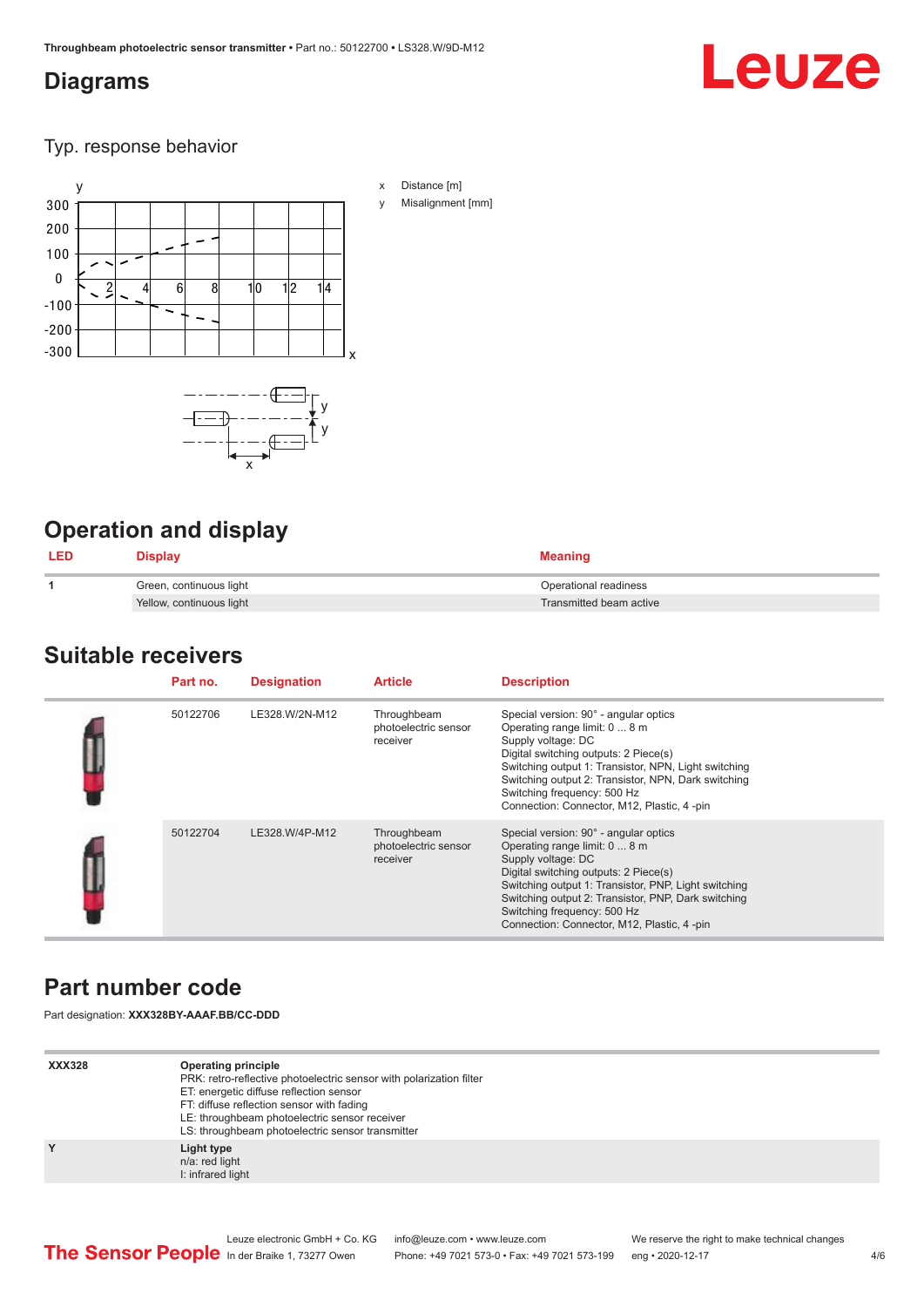## Diagrams

### Typ. response behavior

x Distance [m]

y Misalignment [mm]

## Operation and display

| LED | Display | Meaning |
|---|---|---|
| 1 | Green, continuous light | Operational readiness |
| | Yellow, continuous light | Transmitted beam active |

## Suitable receivers

| | Part no. | Designation | Article | Description |
|---|---|---|---|---|
| | 50122706 | LE328.W/2N-M12 | Throughbeam photoelectric sensor receiver | Special version: 90° - angular optics<br>Operating range limit: 0 ... 8 m<br>Supply voltage: DC<br>Digital switching outputs: 2 Piece(s)<br>Switching output 1: Transistor, NPN, Light switching<br>Switching output 2: Transistor, NPN, Dark switching<br>Switching frequency: 500 Hz<br>Connection: Connector, M12, Plastic, 4 -pin |
| | 50122704 | LE328.W/4P-M12 | Throughbeam photoelectric sensor receiver | Special version: 90° - angular optics<br>Operating range limit: 0 ... 8 m<br>Supply voltage: DC<br>Digital switching outputs: 2 Piece(s)<br>Switching output 1: Transistor, PNP, Light switching<br>Switching output 2: Transistor, PNP, Dark switching<br>Switching frequency: 500 Hz<br>Connection: Connector, M12, Plastic, 4 -pin |

## Part number code

Part designation: **XXX328BY-AAAF.BB/CC-DDD**

| | |
|---|---|
| **XXX328** | **Operating principle**<br>PRK: retro-reflective photoelectric sensor with polarization filter<br>ET: energetic diffuse reflection sensor<br>FT: diffuse reflection sensor with fading<br>LE: throughbeam photoelectric sensor receiver<br>LS: throughbeam photoelectric sensor transmitter |
| **Y** | **Light type**<br>n/a: red light<br>I: infrared light |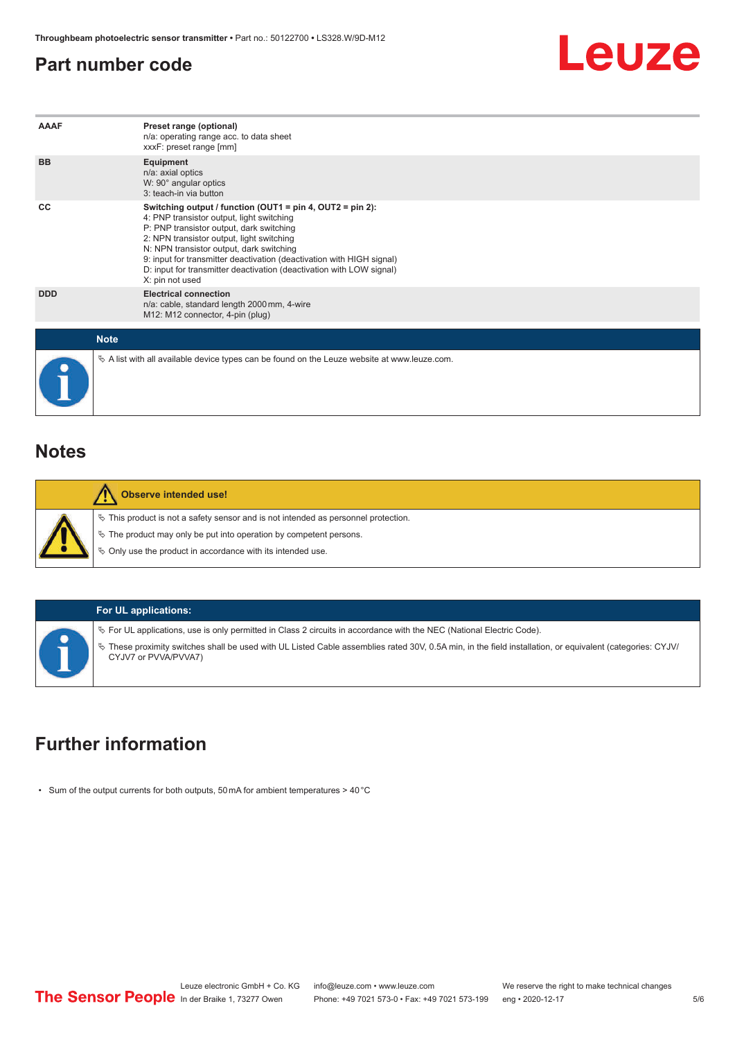## Part number code

| | |
|---|---|
| AAAF | **Preset range (optional)**<br>n/a: operating range acc. to data sheet<br>xxxF: preset range [mm] |
| BB | **Equipment**<br>n/a: axial optics<br>W: 90° angular optics<br>3: teach-in via button |
| CC | **Switching output / function (OUT1 = pin 4, OUT2 = pin 2):**<br>4: PNP transistor output, light switching<br>P: PNP transistor output, dark switching<br>2: NPN transistor output, light switching<br>N: NPN transistor output, dark switching<br>9: input for transmitter deactivation (deactivation with HIGH signal)<br>D: input for transmitter deactivation (deactivation with LOW signal)<br>X: pin not used |
| DDD | **Electrical connection**<br>n/a: cable, standard length 2000 mm, 4-wire<br>M12: M12 connector, 4-pin (plug) |

**Note**

- A list with all available device types can be found on the Leuze website at www.leuze.com.

## Notes

**Observe intended use!**

- This product is not a safety sensor and is not intended as personnel protection.
- The product may only be put into operation by competent persons.
- Only use the product in accordance with its intended use.

**For UL applications:**

- For UL applications, use is only permitted in Class 2 circuits in accordance with the NEC (National Electric Code).
- These proximity switches shall be used with UL Listed Cable assemblies rated 30V, 0.5A min, in the field installation, or equivalent (categories: CYJV/CYJV7 or PVVA/PVVA7)

## Further information

- Sum of the output currents for both outputs, 50 mA for ambient temperatures > 40 °C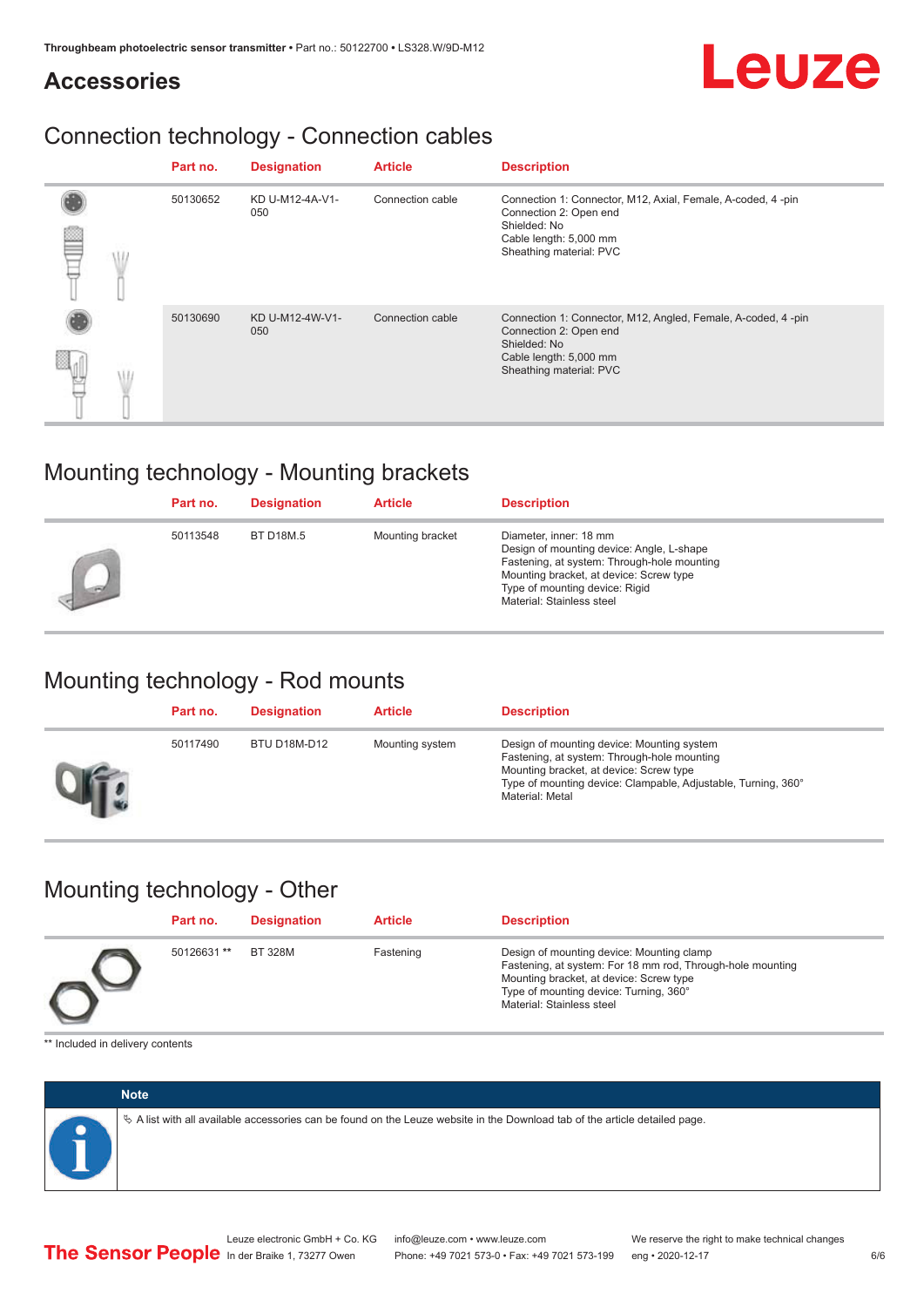## Accessories

### Connection technology - Connection cables

| | Part no. | Designation | Article | Description |
|---|---|---|---|---|
| | 50130652 | KD U-M12-4A-V1-050 | Connection cable | Connection 1: Connector, M12, Axial, Female, A-coded, 4 -pin<br>Connection 2: Open end<br>Shielded: No<br>Cable length: 5,000 mm<br>Sheathing material: PVC |
| | 50130690 | KD U-M12-4W-V1-050 | Connection cable | Connection 1: Connector, M12, Angled, Female, A-coded, 4 -pin<br>Connection 2: Open end<br>Shielded: No<br>Cable length: 5,000 mm<br>Sheathing material: PVC |

### Mounting technology - Mounting brackets

| | Part no. | Designation | Article | Description |
|---|---|---|---|---|
| | 50113548 | BT D18M.5 | Mounting bracket | Diameter, inner: 18 mm<br>Design of mounting device: Angle, L-shape<br>Fastening, at system: Through-hole mounting<br>Mounting bracket, at device: Screw type<br>Type of mounting device: Rigid<br>Material: Stainless steel |

### Mounting technology - Rod mounts

| | Part no. | Designation | Article | Description |
|---|---|---|---|---|
| | 50117490 | BTU D18M-D12 | Mounting system | Design of mounting device: Mounting system<br>Fastening, at system: Through-hole mounting<br>Mounting bracket, at device: Screw type<br>Type of mounting device: Clampable, Adjustable, Turning, 360°<br>Material: Metal |

### Mounting technology - Other

| | Part no. | Designation | Article | Description |
|---|---|---|---|---|
| | 50126631 ** | BT 328M | Fastening | Design of mounting device: Mounting clamp<br>Fastening, at system: For 18 mm rod, Through-hole mounting<br>Mounting bracket, at device: Screw type<br>Type of mounting device: Turning, 360°<br>Material: Stainless steel |

** Included in delivery contents

**Note**

A list with all available accessories can be found on the Leuze website in the Download tab of the article detailed page.